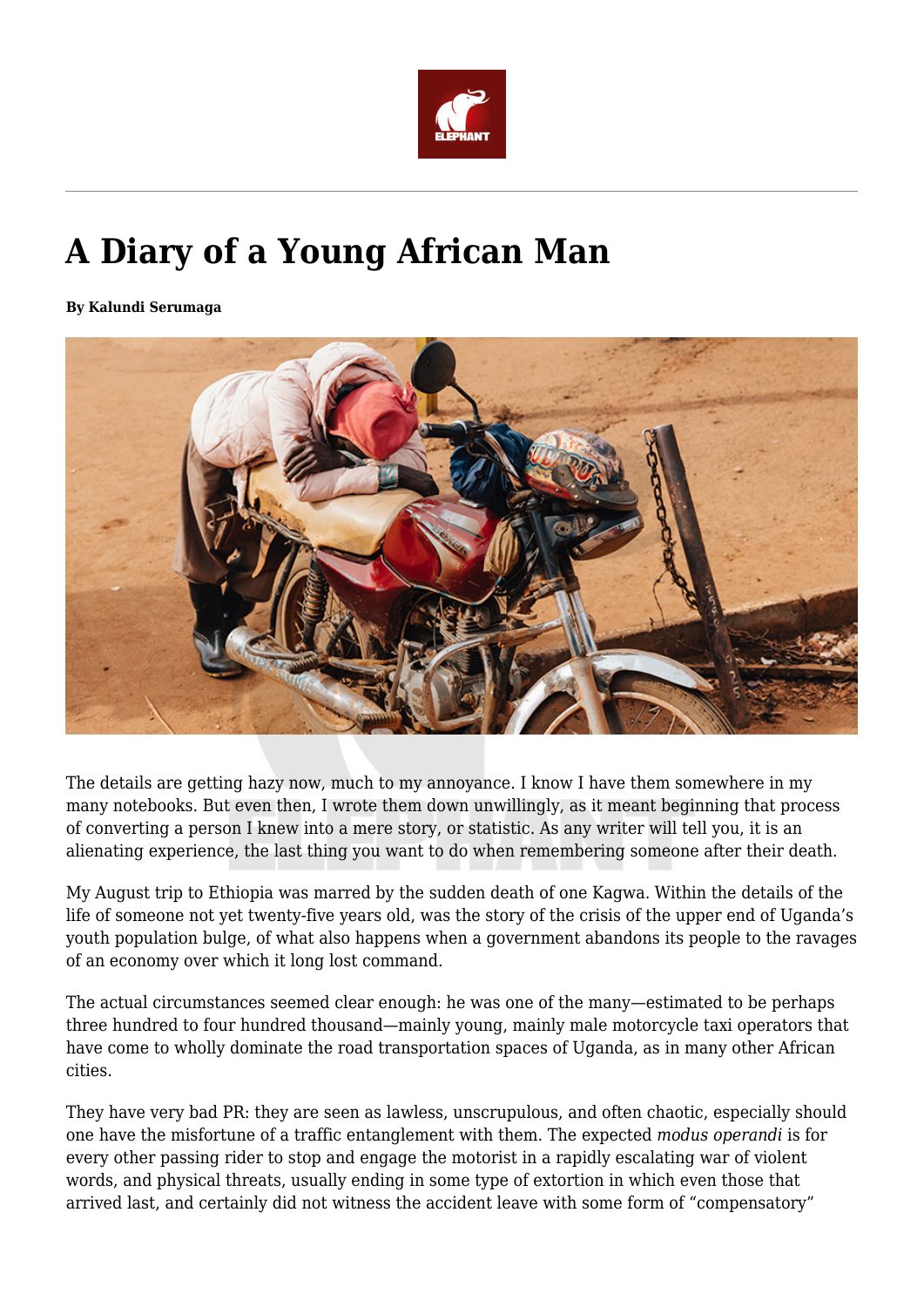# A Diary of a Young African Man

**By Kalundi Serumaga**

The details are getting hazy now, much to my annoyance. I know I have them somewhere in my many notebooks. But even then, I wrote them down unwillingly, as it meant beginning that process of converting a person I knew into a mere story, or statistic. As any writer will tell you, it is an alienating experience, the last thing you want to do when remembering someone after their death.

My August trip to Ethiopia was marred by the sudden death of one Kagwa. Within the details of the life of someone not yet twenty-five years old, was the story of the crisis of the upper end of Uganda's youth population bulge, of what also happens when a government abandons its people to the ravages of an economy over which it long lost command.

The actual circumstances seemed clear enough: he was one of the many—estimated to be perhaps three hundred to four hundred thousand—mainly young, mainly male motorcycle taxi operators that have come to wholly dominate the road transportation spaces of Uganda, as in many other African cities.

They have very bad PR: they are seen as lawless, unscrupulous, and often chaotic, especially should one have the misfortune of a traffic entanglement with them. The expected *modus operandi* is for every other passing rider to stop and engage the motorist in a rapidly escalating war of violent words, and physical threats, usually ending in some type of extortion in which even those that arrived last, and certainly did not witness the accident leave with some form of "compensatory"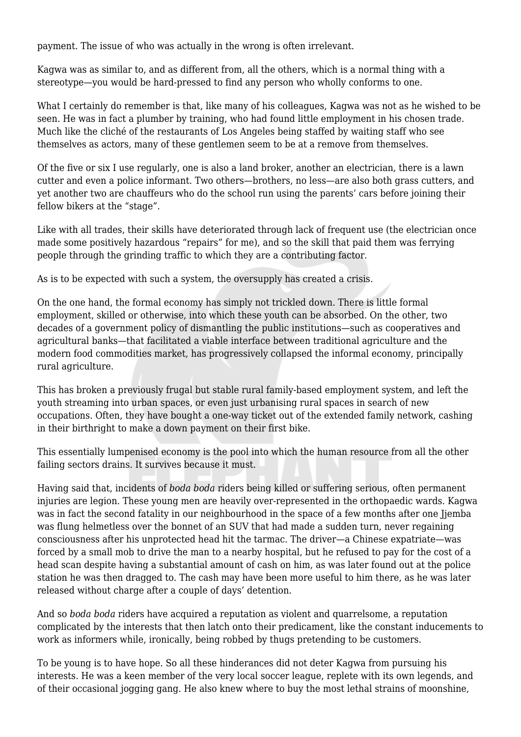payment. The issue of who was actually in the wrong is often irrelevant.

Kagwa was as similar to, and as different from, all the others, which is a normal thing with a stereotype—you would be hard-pressed to find any person who wholly conforms to one.

What I certainly do remember is that, like many of his colleagues, Kagwa was not as he wished to be seen. He was in fact a plumber by training, who had found little employment in his chosen trade. Much like the cliché of the restaurants of Los Angeles being staffed by waiting staff who see themselves as actors, many of these gentlemen seem to be at a remove from themselves.

Of the five or six I use regularly, one is also a land broker, another an electrician, there is a lawn cutter and even a police informant. Two others—brothers, no less—are also both grass cutters, and yet another two are chauffeurs who do the school run using the parents' cars before joining their fellow bikers at the "stage".

Like with all trades, their skills have deteriorated through lack of frequent use (the electrician once made some positively hazardous "repairs" for me), and so the skill that paid them was ferrying people through the grinding traffic to which they are a contributing factor.

As is to be expected with such a system, the oversupply has created a crisis.

On the one hand, the formal economy has simply not trickled down. There is little formal employment, skilled or otherwise, into which these youth can be absorbed. On the other, two decades of a government policy of dismantling the public institutions—such as cooperatives and agricultural banks—that facilitated a viable interface between traditional agriculture and the modern food commodities market, has progressively collapsed the informal economy, principally rural agriculture.

This has broken a previously frugal but stable rural family-based employment system, and left the youth streaming into urban spaces, or even just urbanising rural spaces in search of new occupations. Often, they have bought a one-way ticket out of the extended family network, cashing in their birthright to make a down payment on their first bike.

This essentially lumpenised economy is the pool into which the human resource from all the other failing sectors drains. It survives because it must.

Having said that, incidents of *boda boda* riders being killed or suffering serious, often permanent injuries are legion. These young men are heavily over-represented in the orthopaedic wards. Kagwa was in fact the second fatality in our neighbourhood in the space of a few months after one Jjemba was flung helmetless over the bonnet of an SUV that had made a sudden turn, never regaining consciousness after his unprotected head hit the tarmac. The driver—a Chinese expatriate—was forced by a small mob to drive the man to a nearby hospital, but he refused to pay for the cost of a head scan despite having a substantial amount of cash on him, as was later found out at the police station he was then dragged to. The cash may have been more useful to him there, as he was later released without charge after a couple of days' detention.

And so *boda boda* riders have acquired a reputation as violent and quarrelsome, a reputation complicated by the interests that then latch onto their predicament, like the constant inducements to work as informers while, ironically, being robbed by thugs pretending to be customers.

To be young is to have hope. So all these hinderances did not deter Kagwa from pursuing his interests. He was a keen member of the very local soccer league, replete with its own legends, and of their occasional jogging gang. He also knew where to buy the most lethal strains of moonshine,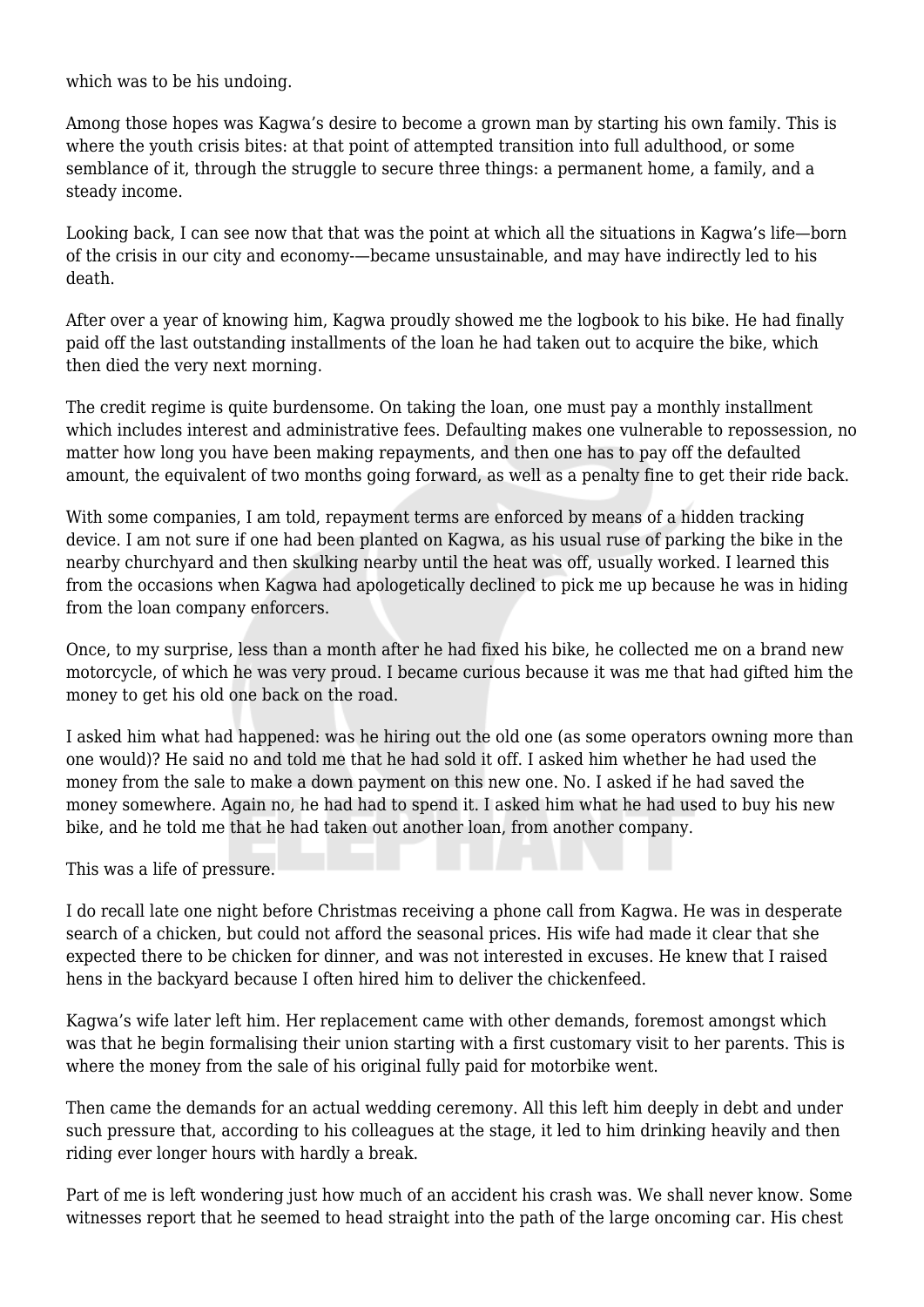which was to be his undoing.

Among those hopes was Kagwa's desire to become a grown man by starting his own family. This is where the youth crisis bites: at that point of attempted transition into full adulthood, or some semblance of it, through the struggle to secure three things: a permanent home, a family, and a steady income.

Looking back, I can see now that that was the point at which all the situations in Kagwa's life—born of the crisis in our city and economy-—became unsustainable, and may have indirectly led to his death.

After over a year of knowing him, Kagwa proudly showed me the logbook to his bike. He had finally paid off the last outstanding installments of the loan he had taken out to acquire the bike, which then died the very next morning.

The credit regime is quite burdensome. On taking the loan, one must pay a monthly installment which includes interest and administrative fees. Defaulting makes one vulnerable to repossession, no matter how long you have been making repayments, and then one has to pay off the defaulted amount, the equivalent of two months going forward, as well as a penalty fine to get their ride back.

With some companies, I am told, repayment terms are enforced by means of a hidden tracking device. I am not sure if one had been planted on Kagwa, as his usual ruse of parking the bike in the nearby churchyard and then skulking nearby until the heat was off, usually worked. I learned this from the occasions when Kagwa had apologetically declined to pick me up because he was in hiding from the loan company enforcers.

Once, to my surprise, less than a month after he had fixed his bike, he collected me on a brand new motorcycle, of which he was very proud. I became curious because it was me that had gifted him the money to get his old one back on the road.

I asked him what had happened: was he hiring out the old one (as some operators owning more than one would)? He said no and told me that he had sold it off. I asked him whether he had used the money from the sale to make a down payment on this new one. No. I asked if he had saved the money somewhere. Again no, he had had to spend it. I asked him what he had used to buy his new bike, and he told me that he had taken out another loan, from another company.

This was a life of pressure.

I do recall late one night before Christmas receiving a phone call from Kagwa. He was in desperate search of a chicken, but could not afford the seasonal prices. His wife had made it clear that she expected there to be chicken for dinner, and was not interested in excuses. He knew that I raised hens in the backyard because I often hired him to deliver the chickenfeed.

Kagwa's wife later left him. Her replacement came with other demands, foremost amongst which was that he begin formalising their union starting with a first customary visit to her parents. This is where the money from the sale of his original fully paid for motorbike went.

Then came the demands for an actual wedding ceremony. All this left him deeply in debt and under such pressure that, according to his colleagues at the stage, it led to him drinking heavily and then riding ever longer hours with hardly a break.

Part of me is left wondering just how much of an accident his crash was. We shall never know. Some witnesses report that he seemed to head straight into the path of the large oncoming car. His chest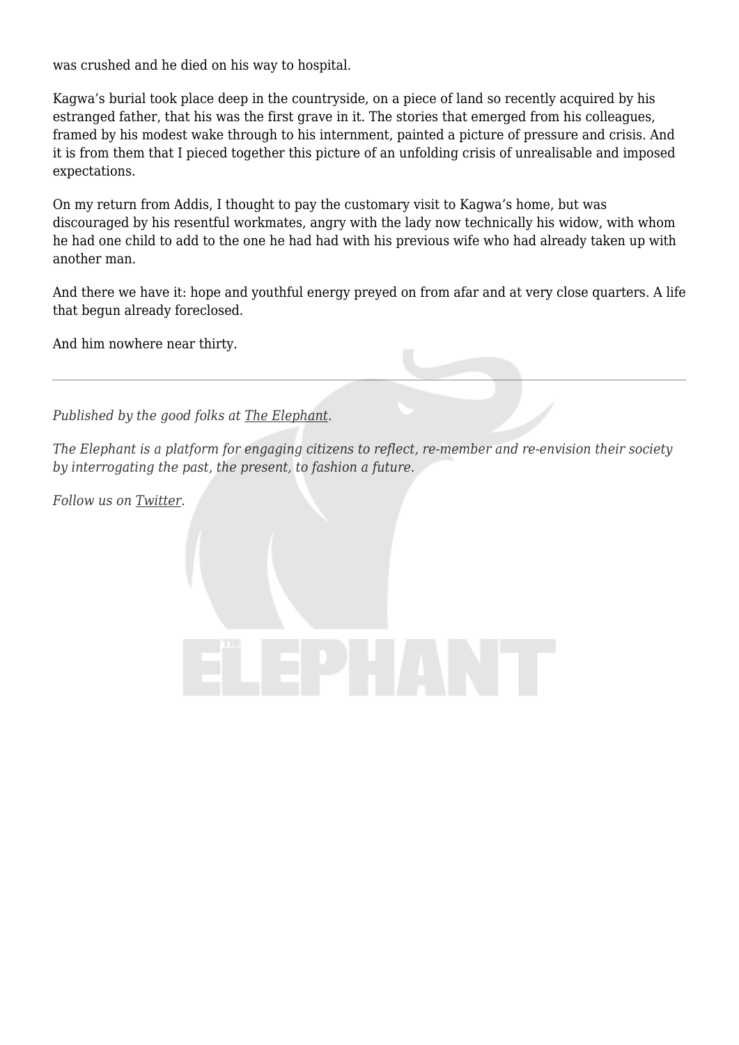was crushed and he died on his way to hospital.

Kagwa's burial took place deep in the countryside, on a piece of land so recently acquired by his estranged father, that his was the first grave in it. The stories that emerged from his colleagues, framed by his modest wake through to his internment, painted a picture of pressure and crisis. And it is from them that I pieced together this picture of an unfolding crisis of unrealisable and imposed expectations.

On my return from Addis, I thought to pay the customary visit to Kagwa's home, but was discouraged by his resentful workmates, angry with the lady now technically his widow, with whom he had one child to add to the one he had had with his previous wife who had already taken up with another man.

And there we have it: hope and youthful energy preyed on from afar and at very close quarters. A life that begun already foreclosed.

And him nowhere near thirty.

---

*Published by the good folks at The Elephant.*

*The Elephant is a platform for engaging citizens to reflect, re-member and re-envision their society by interrogating the past, the present, to fashion a future.*

*Follow us on Twitter.*